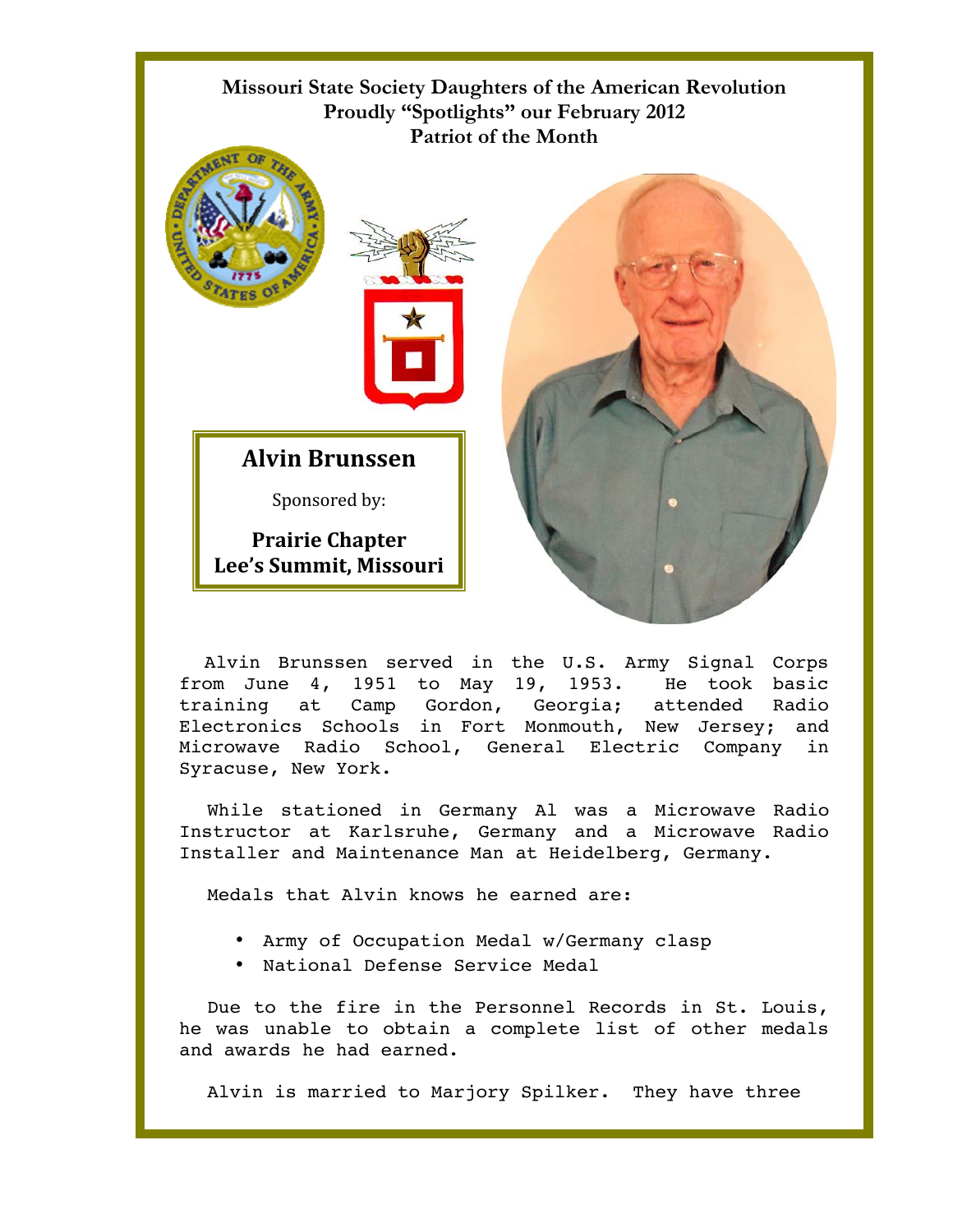**Missouri State Society Daughters of the American Revolution**
**Proudly "Spotlights" our February 2012**
**Patriot of the Month**

## Alvin Brunssen

Sponsored by:

**Prairie Chapter**
**Lee's Summit, Missouri**

Alvin Brunssen served in the U.S. Army Signal Corps from June 4, 1951 to May 19, 1953. He took basic training at Camp Gordon, Georgia; attended Radio Electronics Schools in Fort Monmouth, New Jersey; and Microwave Radio School, General Electric Company in Syracuse, New York.

While stationed in Germany Al was a Microwave Radio Instructor at Karlsruhe, Germany and a Microwave Radio Installer and Maintenance Man at Heidelberg, Germany.

Medals that Alvin knows he earned are:

- Army of Occupation Medal w/Germany clasp
- National Defense Service Medal

Due to the fire in the Personnel Records in St. Louis, he was unable to obtain a complete list of other medals and awards he had earned.

Alvin is married to Marjory Spilker. They have three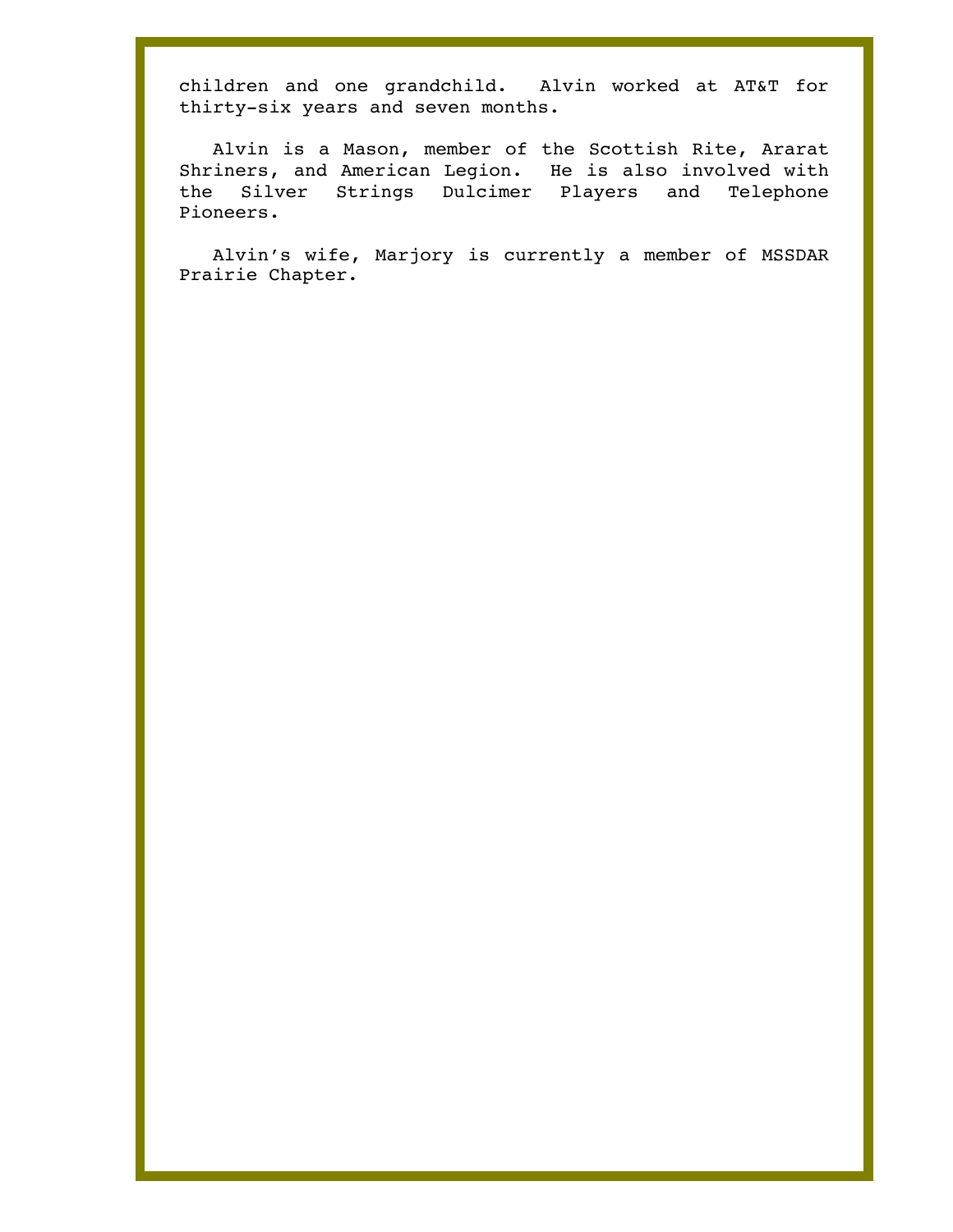children and one grandchild. Alvin worked at AT&T for thirty-six years and seven months.

Alvin is a Mason, member of the Scottish Rite, Ararat Shriners, and American Legion. He is also involved with the Silver Strings Dulcimer Players and Telephone Pioneers.

Alvin's wife, Marjory is currently a member of MSSDAR Prairie Chapter.